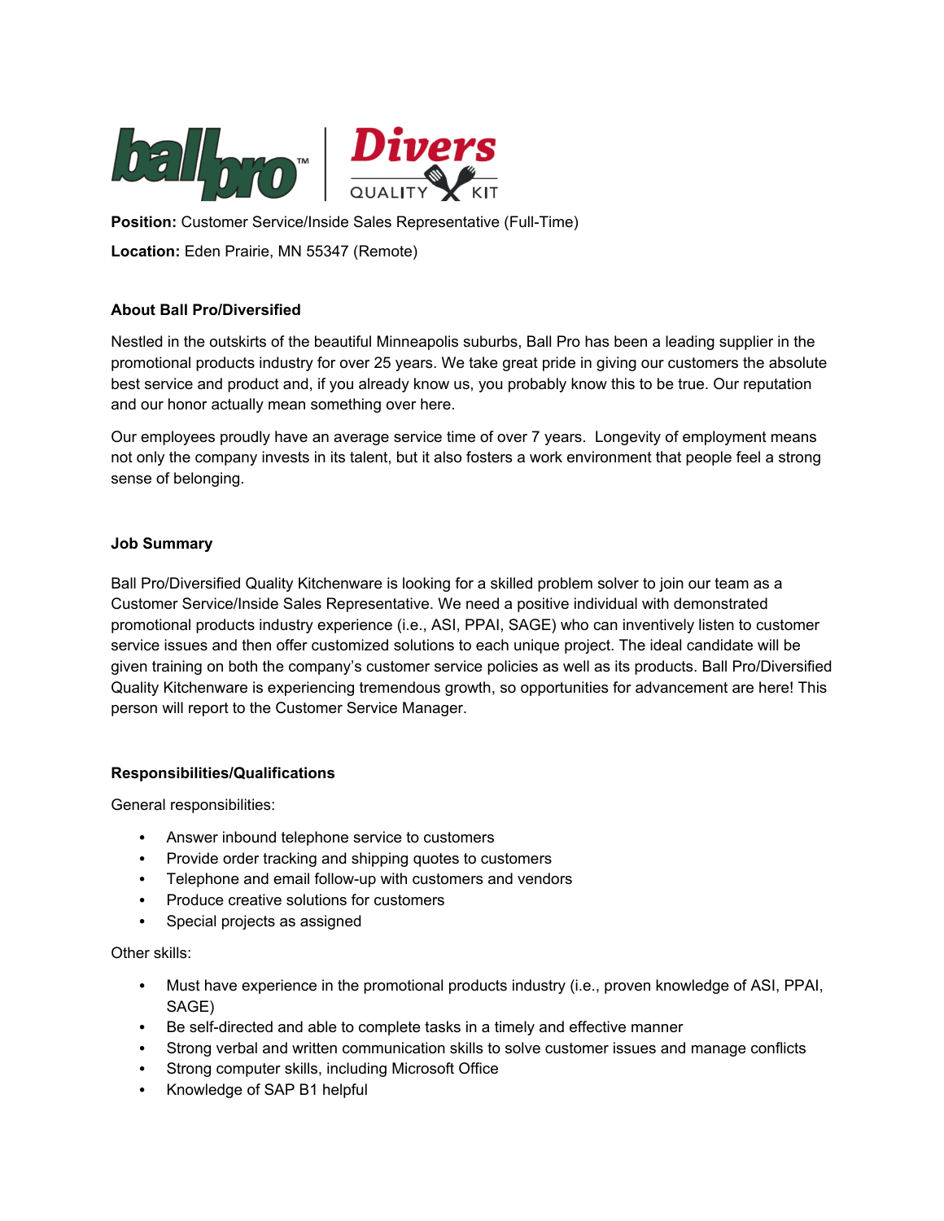**Position:** Customer Service/Inside Sales Representative (Full-Time)

**Location:** Eden Prairie, MN 55347 (Remote)

### About Ball Pro/Diversified

Nestled in the outskirts of the beautiful Minneapolis suburbs, Ball Pro has been a leading supplier in the promotional products industry for over 25 years. We take great pride in giving our customers the absolute best service and product and, if you already know us, you probably know this to be true. Our reputation and our honor actually mean something over here.

Our employees proudly have an average service time of over 7 years. Longevity of employment means not only the company invests in its talent, but it also fosters a work environment that people feel a strong sense of belonging.

### Job Summary

Ball Pro/Diversified Quality Kitchenware is looking for a skilled problem solver to join our team as a Customer Service/Inside Sales Representative. We need a positive individual with demonstrated promotional products industry experience (i.e., ASI, PPAI, SAGE) who can inventively listen to customer service issues and then offer customized solutions to each unique project. The ideal candidate will be given training on both the company's customer service policies as well as its products. Ball Pro/Diversified Quality Kitchenware is experiencing tremendous growth, so opportunities for advancement are here! This person will report to the Customer Service Manager.

### Responsibilities/Qualifications

General responsibilities:

- Answer inbound telephone service to customers
- Provide order tracking and shipping quotes to customers
- Telephone and email follow-up with customers and vendors
- Produce creative solutions for customers
- Special projects as assigned

Other skills:

- Must have experience in the promotional products industry (i.e., proven knowledge of ASI, PPAI, SAGE)
- Be self-directed and able to complete tasks in a timely and effective manner
- Strong verbal and written communication skills to solve customer issues and manage conflicts
- Strong computer skills, including Microsoft Office
- Knowledge of SAP B1 helpful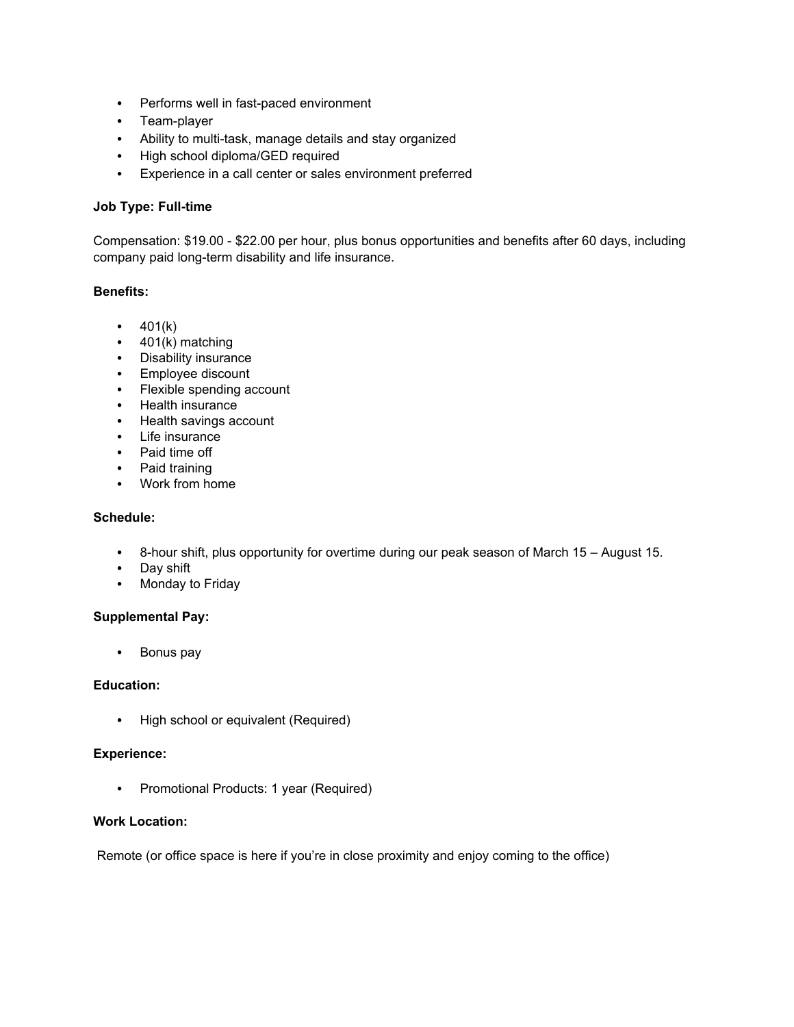- Performs well in fast-paced environment
- Team-player
- Ability to multi-task, manage details and stay organized
- High school diploma/GED required
- Experience in a call center or sales environment preferred

**Job Type: Full-time**

Compensation: $19.00 - $22.00 per hour, plus bonus opportunities and benefits after 60 days, including company paid long-term disability and life insurance.

**Benefits:**

- 401(k)
- 401(k) matching
- Disability insurance
- Employee discount
- Flexible spending account
- Health insurance
- Health savings account
- Life insurance
- Paid time off
- Paid training
- Work from home

**Schedule:**

- 8-hour shift, plus opportunity for overtime during our peak season of March 15 – August 15.
- Day shift
- Monday to Friday

**Supplemental Pay:**

- Bonus pay

**Education:**

- High school or equivalent (Required)

**Experience:**

- Promotional Products: 1 year (Required)

**Work Location:**

Remote (or office space is here if you're in close proximity and enjoy coming to the office)